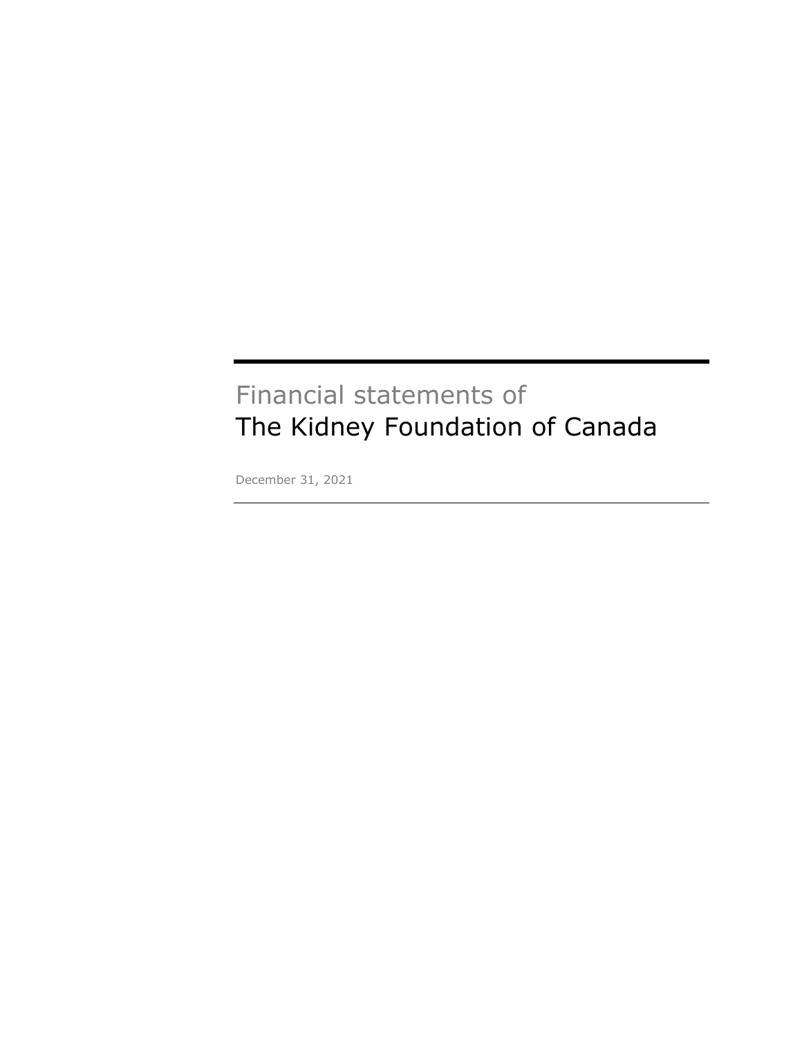Financial statements of

# The Kidney Foundation of Canada

December 31, 2021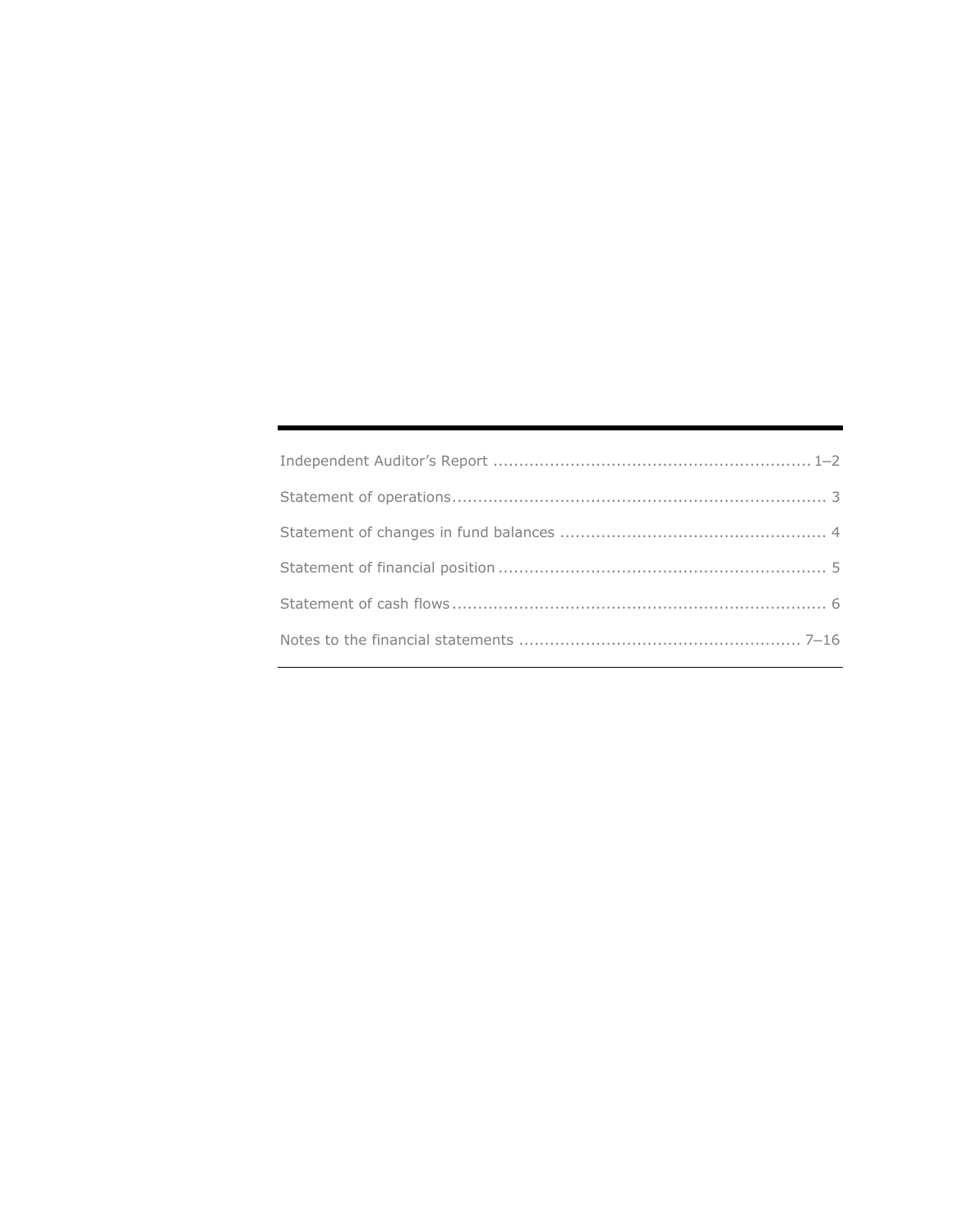| | |
|---|---|
| Independent Auditor's Report | 1–2 |
| Statement of operations | 3 |
| Statement of changes in fund balances | 4 |
| Statement of financial position | 5 |
| Statement of cash flows | 6 |
| Notes to the financial statements | 7–16 |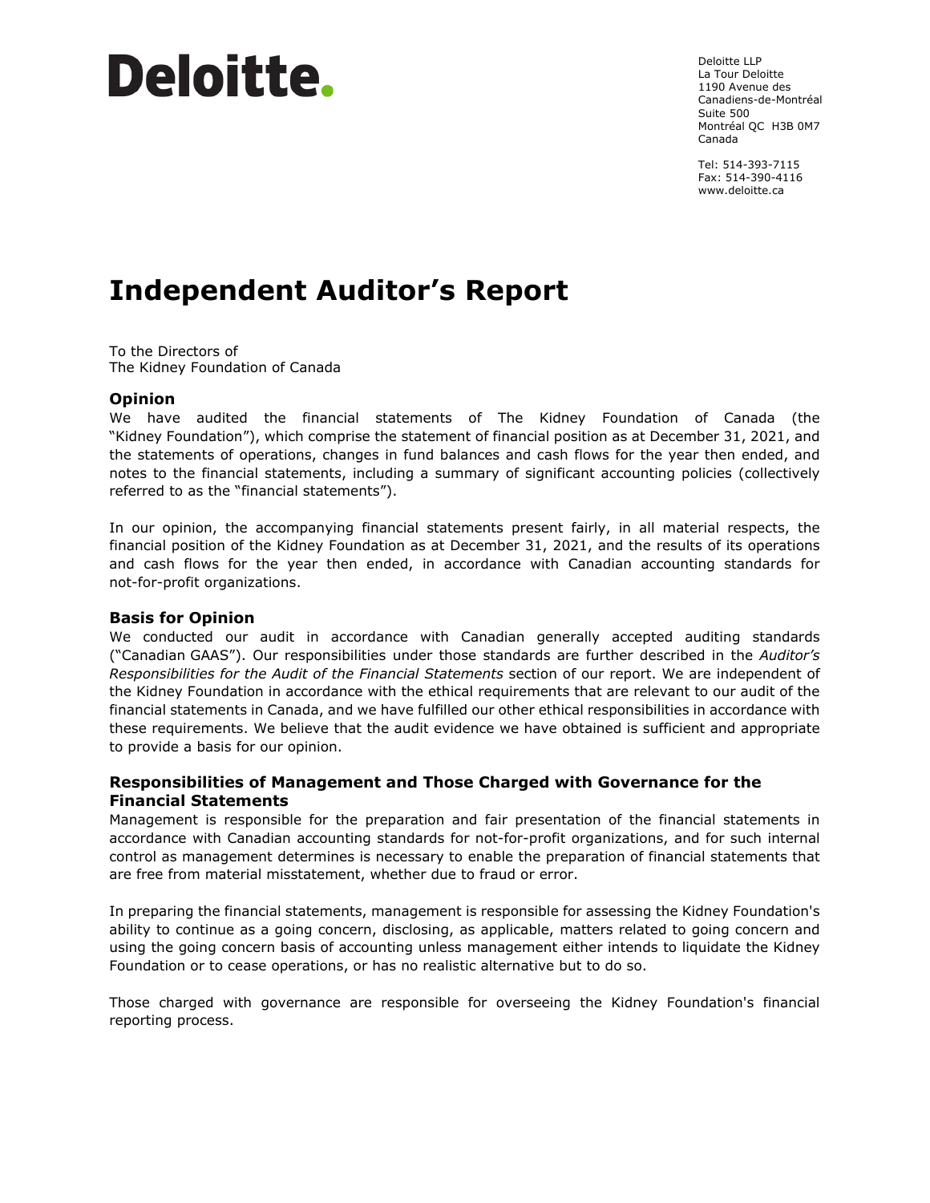Deloitte.

Deloitte LLP
La Tour Deloitte
1190 Avenue des Canadiens-de-Montréal
Suite 500
Montréal QC H3B 0M7
Canada

Tel: 514-393-7115
Fax: 514-390-4116
www.deloitte.ca

# Independent Auditor's Report

To the Directors of
The Kidney Foundation of Canada

## Opinion

We have audited the financial statements of The Kidney Foundation of Canada (the "Kidney Foundation"), which comprise the statement of financial position as at December 31, 2021, and the statements of operations, changes in fund balances and cash flows for the year then ended, and notes to the financial statements, including a summary of significant accounting policies (collectively referred to as the "financial statements").

In our opinion, the accompanying financial statements present fairly, in all material respects, the financial position of the Kidney Foundation as at December 31, 2021, and the results of its operations and cash flows for the year then ended, in accordance with Canadian accounting standards for not-for-profit organizations.

## Basis for Opinion

We conducted our audit in accordance with Canadian generally accepted auditing standards ("Canadian GAAS"). Our responsibilities under those standards are further described in the *Auditor's Responsibilities for the Audit of the Financial Statements* section of our report. We are independent of the Kidney Foundation in accordance with the ethical requirements that are relevant to our audit of the financial statements in Canada, and we have fulfilled our other ethical responsibilities in accordance with these requirements. We believe that the audit evidence we have obtained is sufficient and appropriate to provide a basis for our opinion.

## Responsibilities of Management and Those Charged with Governance for the Financial Statements

Management is responsible for the preparation and fair presentation of the financial statements in accordance with Canadian accounting standards for not-for-profit organizations, and for such internal control as management determines is necessary to enable the preparation of financial statements that are free from material misstatement, whether due to fraud or error.

In preparing the financial statements, management is responsible for assessing the Kidney Foundation's ability to continue as a going concern, disclosing, as applicable, matters related to going concern and using the going concern basis of accounting unless management either intends to liquidate the Kidney Foundation or to cease operations, or has no realistic alternative but to do so.

Those charged with governance are responsible for overseeing the Kidney Foundation's financial reporting process.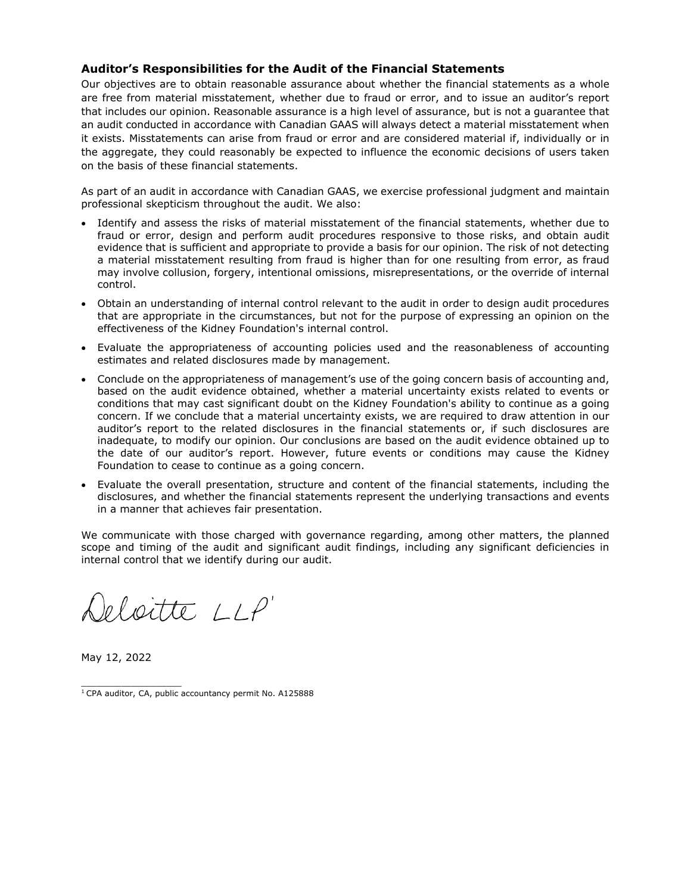### Auditor's Responsibilities for the Audit of the Financial Statements

Our objectives are to obtain reasonable assurance about whether the financial statements as a whole are free from material misstatement, whether due to fraud or error, and to issue an auditor's report that includes our opinion. Reasonable assurance is a high level of assurance, but is not a guarantee that an audit conducted in accordance with Canadian GAAS will always detect a material misstatement when it exists. Misstatements can arise from fraud or error and are considered material if, individually or in the aggregate, they could reasonably be expected to influence the economic decisions of users taken on the basis of these financial statements.

As part of an audit in accordance with Canadian GAAS, we exercise professional judgment and maintain professional skepticism throughout the audit. We also:

- Identify and assess the risks of material misstatement of the financial statements, whether due to fraud or error, design and perform audit procedures responsive to those risks, and obtain audit evidence that is sufficient and appropriate to provide a basis for our opinion. The risk of not detecting a material misstatement resulting from fraud is higher than for one resulting from error, as fraud may involve collusion, forgery, intentional omissions, misrepresentations, or the override of internal control.
- Obtain an understanding of internal control relevant to the audit in order to design audit procedures that are appropriate in the circumstances, but not for the purpose of expressing an opinion on the effectiveness of the Kidney Foundation's internal control.
- Evaluate the appropriateness of accounting policies used and the reasonableness of accounting estimates and related disclosures made by management.
- Conclude on the appropriateness of management's use of the going concern basis of accounting and, based on the audit evidence obtained, whether a material uncertainty exists related to events or conditions that may cast significant doubt on the Kidney Foundation's ability to continue as a going concern. If we conclude that a material uncertainty exists, we are required to draw attention in our auditor's report to the related disclosures in the financial statements or, if such disclosures are inadequate, to modify our opinion. Our conclusions are based on the audit evidence obtained up to the date of our auditor's report. However, future events or conditions may cause the Kidney Foundation to cease to continue as a going concern.
- Evaluate the overall presentation, structure and content of the financial statements, including the disclosures, and whether the financial statements represent the underlying transactions and events in a manner that achieves fair presentation.

We communicate with those charged with governance regarding, among other matters, the planned scope and timing of the audit and significant audit findings, including any significant deficiencies in internal control that we identify during our audit.

Deloitte LLP[1]

May 12, 2022

[1] CPA auditor, CA, public accountancy permit No. A125888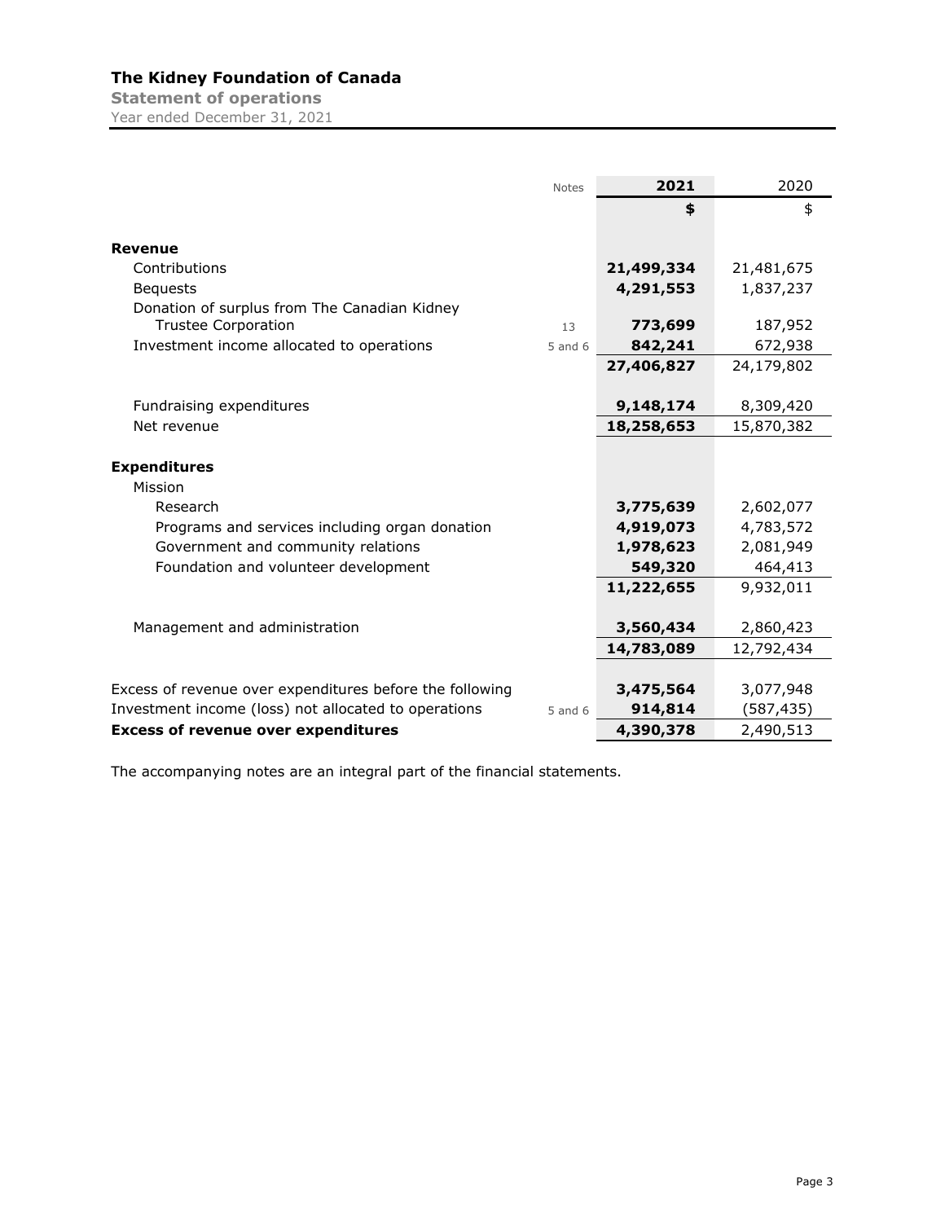# The Kidney Foundation of Canada

## Statement of operations

Year ended December 31, 2021

| | Notes | 2021 | 2020 |
|---|---|---|---|
| | | **$** | $ |
| **Revenue** | | | |
| Contributions | | **21,499,334** | 21,481,675 |
| Bequests | | **4,291,553** | 1,837,237 |
| Donation of surplus from The Canadian Kidney Trustee Corporation | 13 | **773,699** | 187,952 |
| Investment income allocated to operations | 5 and 6 | **842,241** | 672,938 |
| | | **27,406,827** | 24,179,802 |
| Fundraising expenditures | | **9,148,174** | 8,309,420 |
| Net revenue | | **18,258,653** | 15,870,382 |
| **Expenditures** | | | |
| Mission | | | |
| Research | | **3,775,639** | 2,602,077 |
| Programs and services including organ donation | | **4,919,073** | 4,783,572 |
| Government and community relations | | **1,978,623** | 2,081,949 |
| Foundation and volunteer development | | **549,320** | 464,413 |
| | | **11,222,655** | 9,932,011 |
| Management and administration | | **3,560,434** | 2,860,423 |
| | | **14,783,089** | 12,792,434 |
| Excess of revenue over expenditures before the following | | **3,475,564** | 3,077,948 |
| Investment income (loss) not allocated to operations | 5 and 6 | **914,814** | (587,435) |
| **Excess of revenue over expenditures** | | **4,390,378** | 2,490,513 |

The accompanying notes are an integral part of the financial statements.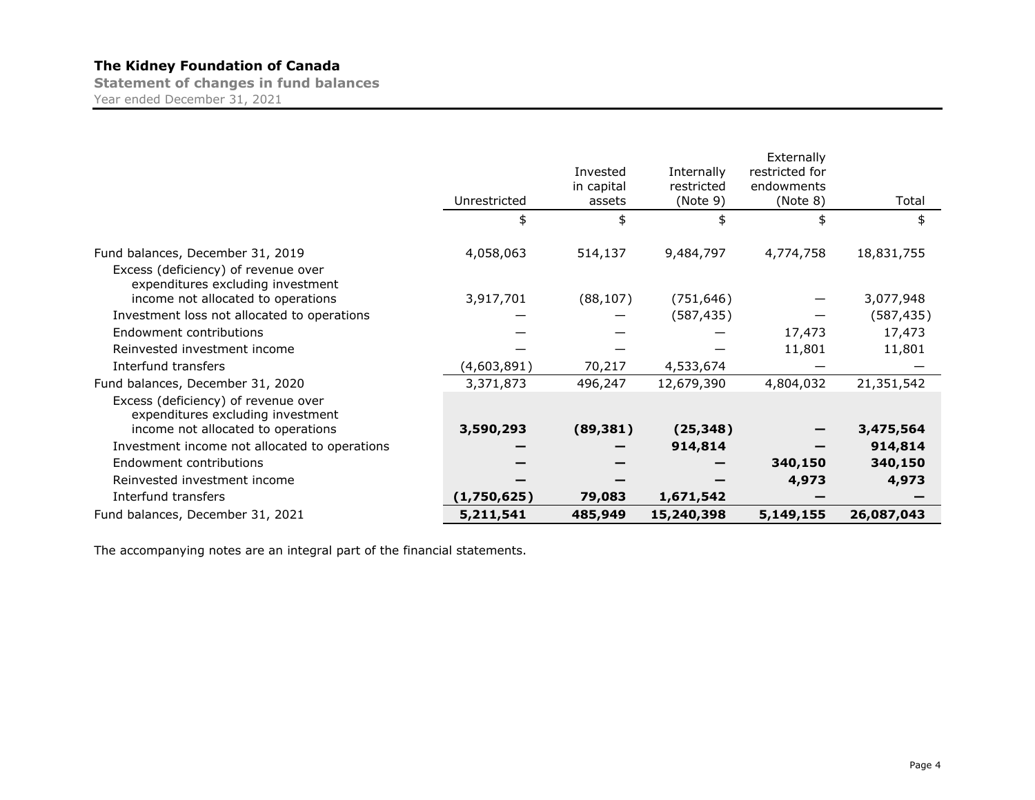**The Kidney Foundation of Canada**

**Statement of changes in fund balances**

Year ended December 31, 2021

| | Unrestricted | Invested in capital assets | Internally restricted (Note 9) | Externally restricted for endowments (Note 8) | Total |
|---|---|---|---|---|---|
| | $ | $ | $ | $ | $ |
| Fund balances, December 31, 2019 | 4,058,063 | 514,137 | 9,484,797 | 4,774,758 | 18,831,755 |
| Excess (deficiency) of revenue over expenditures excluding investment income not allocated to operations | 3,917,701 | (88,107) | (751,646) | — | 3,077,948 |
| Investment loss not allocated to operations | — | — | (587,435) | — | (587,435) |
| Endowment contributions | — | — | — | 17,473 | 17,473 |
| Reinvested investment income | — | — | — | 11,801 | 11,801 |
| Interfund transfers | (4,603,891) | 70,217 | 4,533,674 | — | — |
| Fund balances, December 31, 2020 | 3,371,873 | 496,247 | 12,679,390 | 4,804,032 | 21,351,542 |
| Excess (deficiency) of revenue over expenditures excluding investment income not allocated to operations | **3,590,293** | **(89,381)** | **(25,348)** | **—** | **3,475,564** |
| Investment income not allocated to operations | **—** | **—** | **914,814** | **—** | **914,814** |
| Endowment contributions | **—** | **—** | **—** | **340,150** | **340,150** |
| Reinvested investment income | **—** | **—** | **—** | **4,973** | **4,973** |
| Interfund transfers | **(1,750,625)** | **79,083** | **1,671,542** | **—** | **—** |
| Fund balances, December 31, 2021 | **5,211,541** | **485,949** | **15,240,398** | **5,149,155** | **26,087,043** |

The accompanying notes are an integral part of the financial statements.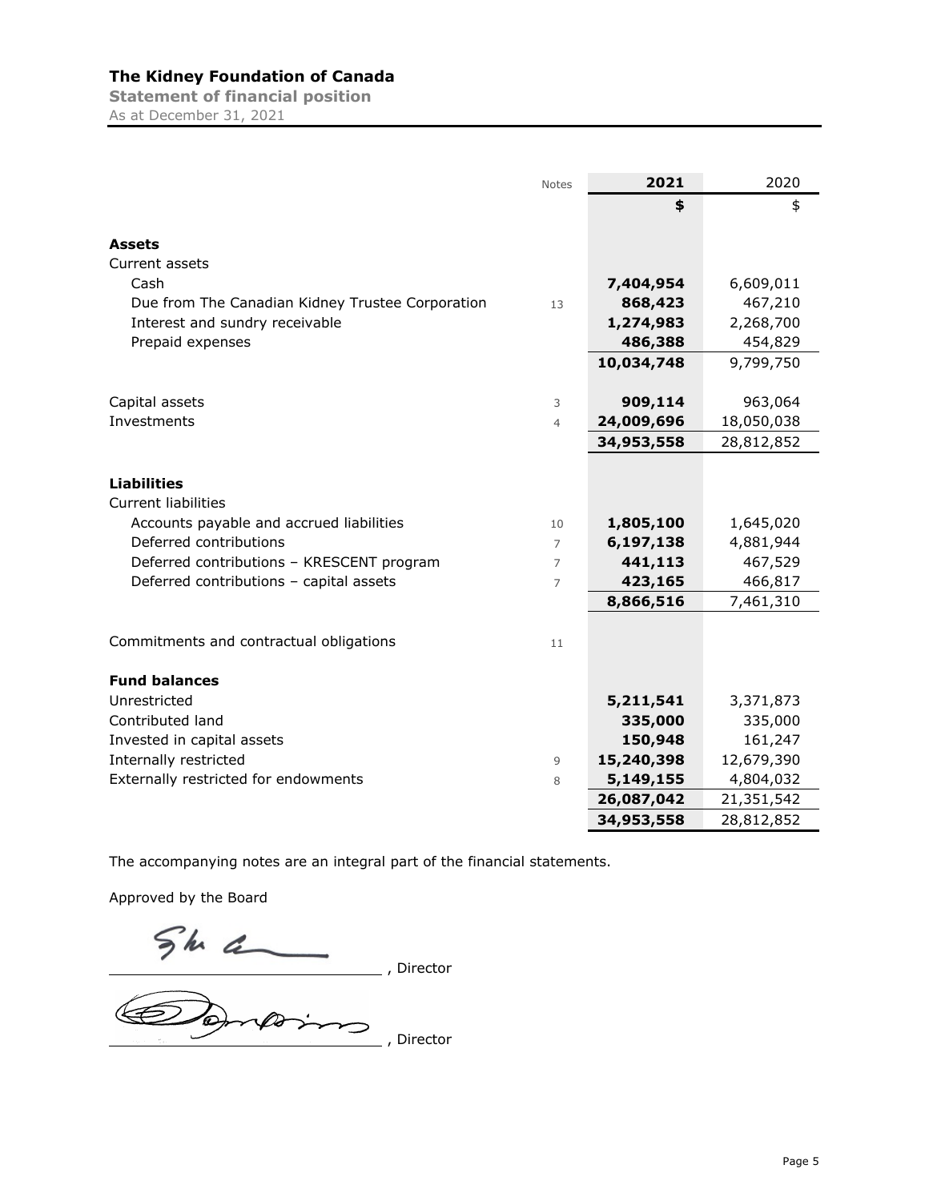# The Kidney Foundation of Canada

**Statement of financial position**

As at December 31, 2021

| | Notes | 2021 | 2020 |
|---|---|---|---|
| | | **$** | $ |
| **Assets** | | | |
| Current assets | | | |
| Cash | | **7,404,954** | 6,609,011 |
| Due from The Canadian Kidney Trustee Corporation | 13 | **868,423** | 467,210 |
| Interest and sundry receivable | | **1,274,983** | 2,268,700 |
| Prepaid expenses | | **486,388** | 454,829 |
| | | **10,034,748** | 9,799,750 |
| Capital assets | 3 | **909,114** | 963,064 |
| Investments | 4 | **24,009,696** | 18,050,038 |
| | | **34,953,558** | 28,812,852 |
| **Liabilities** | | | |
| Current liabilities | | | |
| Accounts payable and accrued liabilities | 10 | **1,805,100** | 1,645,020 |
| Deferred contributions | 7 | **6,197,138** | 4,881,944 |
| Deferred contributions – KRESCENT program | 7 | **441,113** | 467,529 |
| Deferred contributions – capital assets | 7 | **423,165** | 466,817 |
| | | **8,866,516** | 7,461,310 |
| Commitments and contractual obligations | 11 | | |
| **Fund balances** | | | |
| Unrestricted | | **5,211,541** | 3,371,873 |
| Contributed land | | **335,000** | 335,000 |
| Invested in capital assets | | **150,948** | 161,247 |
| Internally restricted | 9 | **15,240,398** | 12,679,390 |
| Externally restricted for endowments | 8 | **5,149,155** | 4,804,032 |
| | | **26,087,042** | 21,351,542 |
| | | **34,953,558** | 28,812,852 |

The accompanying notes are an integral part of the financial statements.

Approved by the Board

_____________________________, Director

_____________________________, Director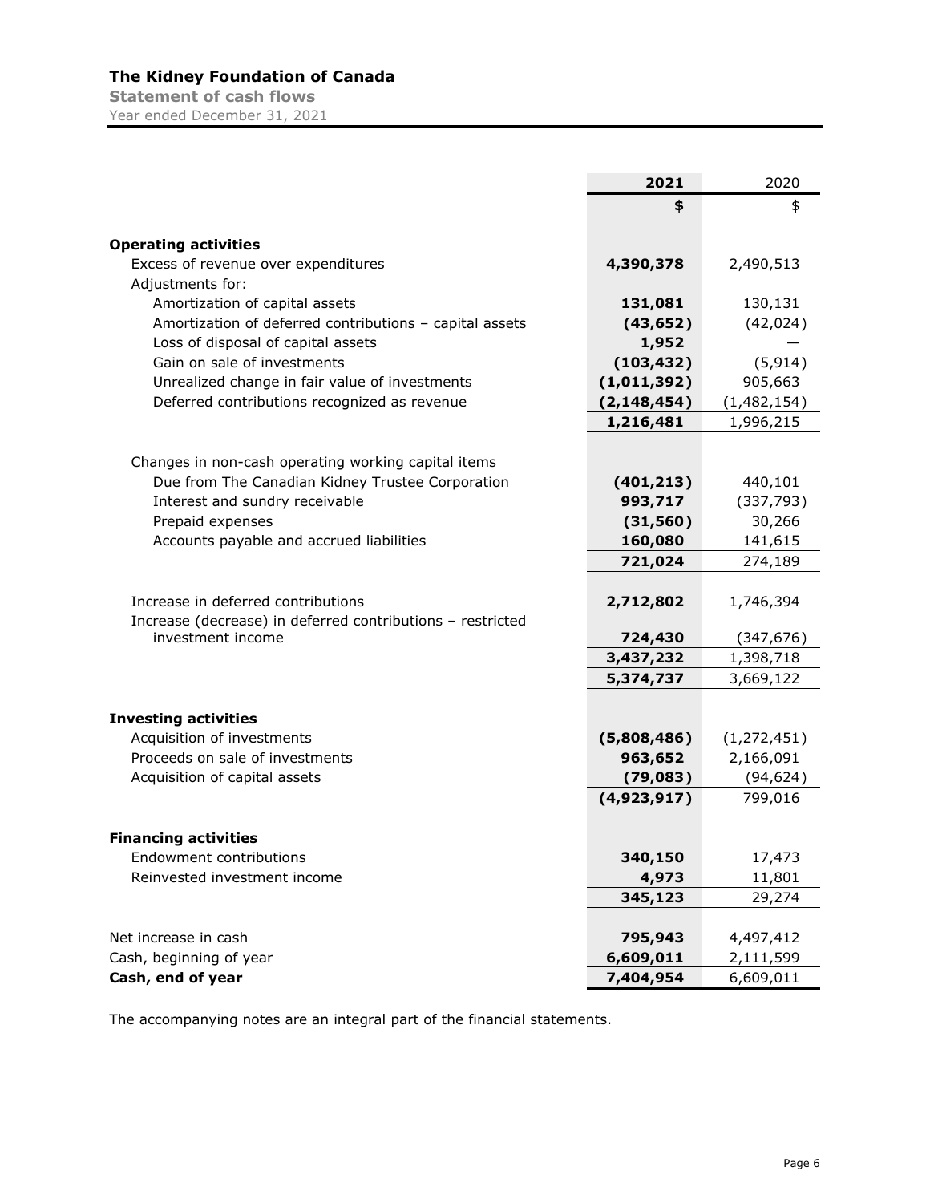# The Kidney Foundation of Canada

**Statement of cash flows**

Year ended December 31, 2021

| | 2021 | 2020 |
|---|---|---|
| | $ | $ |
| **Operating activities** | | |
| Excess of revenue over expenditures | **4,390,378** | 2,490,513 |
| Adjustments for: | | |
| Amortization of capital assets | **131,081** | 130,131 |
| Amortization of deferred contributions – capital assets | **(43,652)** | (42,024) |
| Loss of disposal of capital assets | **1,952** | — |
| Gain on sale of investments | **(103,432)** | (5,914) |
| Unrealized change in fair value of investments | **(1,011,392)** | 905,663 |
| Deferred contributions recognized as revenue | **(2,148,454)** | (1,482,154) |
| | **1,216,481** | 1,996,215 |
| Changes in non-cash operating working capital items | | |
| Due from The Canadian Kidney Trustee Corporation | **(401,213)** | 440,101 |
| Interest and sundry receivable | **993,717** | (337,793) |
| Prepaid expenses | **(31,560)** | 30,266 |
| Accounts payable and accrued liabilities | **160,080** | 141,615 |
| | **721,024** | 274,189 |
| Increase in deferred contributions | **2,712,802** | 1,746,394 |
| Increase (decrease) in deferred contributions – restricted investment income | **724,430** | (347,676) |
| | **3,437,232** | 1,398,718 |
| | **5,374,737** | 3,669,122 |
| **Investing activities** | | |
| Acquisition of investments | **(5,808,486)** | (1,272,451) |
| Proceeds on sale of investments | **963,652** | 2,166,091 |
| Acquisition of capital assets | **(79,083)** | (94,624) |
| | **(4,923,917)** | 799,016 |
| **Financing activities** | | |
| Endowment contributions | **340,150** | 17,473 |
| Reinvested investment income | **4,973** | 11,801 |
| | **345,123** | 29,274 |
| Net increase in cash | **795,943** | 4,497,412 |
| Cash, beginning of year | **6,609,011** | 2,111,599 |
| **Cash, end of year** | **7,404,954** | 6,609,011 |

The accompanying notes are an integral part of the financial statements.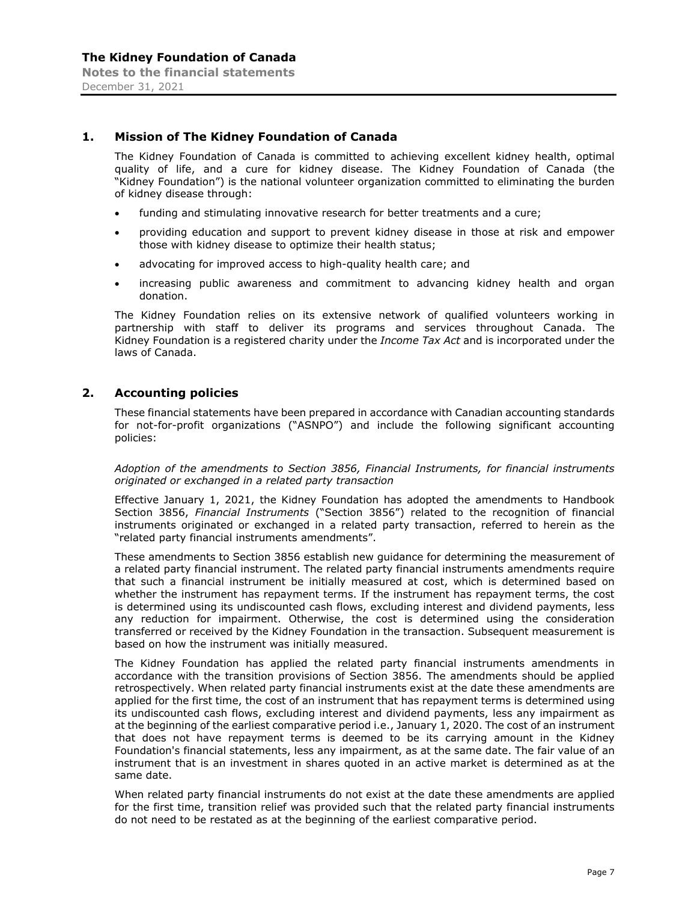## 1. Mission of The Kidney Foundation of Canada

The Kidney Foundation of Canada is committed to achieving excellent kidney health, optimal quality of life, and a cure for kidney disease. The Kidney Foundation of Canada (the "Kidney Foundation") is the national volunteer organization committed to eliminating the burden of kidney disease through:

- funding and stimulating innovative research for better treatments and a cure;
- providing education and support to prevent kidney disease in those at risk and empower those with kidney disease to optimize their health status;
- advocating for improved access to high-quality health care; and
- increasing public awareness and commitment to advancing kidney health and organ donation.

The Kidney Foundation relies on its extensive network of qualified volunteers working in partnership with staff to deliver its programs and services throughout Canada. The Kidney Foundation is a registered charity under the *Income Tax Act* and is incorporated under the laws of Canada.

## 2. Accounting policies

These financial statements have been prepared in accordance with Canadian accounting standards for not-for-profit organizations ("ASNPO") and include the following significant accounting policies:

*Adoption of the amendments to Section 3856, Financial Instruments, for financial instruments originated or exchanged in a related party transaction*

Effective January 1, 2021, the Kidney Foundation has adopted the amendments to Handbook Section 3856, *Financial Instruments* ("Section 3856") related to the recognition of financial instruments originated or exchanged in a related party transaction, referred to herein as the "related party financial instruments amendments".

These amendments to Section 3856 establish new guidance for determining the measurement of a related party financial instrument. The related party financial instruments amendments require that such a financial instrument be initially measured at cost, which is determined based on whether the instrument has repayment terms. If the instrument has repayment terms, the cost is determined using its undiscounted cash flows, excluding interest and dividend payments, less any reduction for impairment. Otherwise, the cost is determined using the consideration transferred or received by the Kidney Foundation in the transaction. Subsequent measurement is based on how the instrument was initially measured.

The Kidney Foundation has applied the related party financial instruments amendments in accordance with the transition provisions of Section 3856. The amendments should be applied retrospectively. When related party financial instruments exist at the date these amendments are applied for the first time, the cost of an instrument that has repayment terms is determined using its undiscounted cash flows, excluding interest and dividend payments, less any impairment as at the beginning of the earliest comparative period i.e., January 1, 2020. The cost of an instrument that does not have repayment terms is deemed to be its carrying amount in the Kidney Foundation's financial statements, less any impairment, as at the same date. The fair value of an instrument that is an investment in shares quoted in an active market is determined as at the same date.

When related party financial instruments do not exist at the date these amendments are applied for the first time, transition relief was provided such that the related party financial instruments do not need to be restated as at the beginning of the earliest comparative period.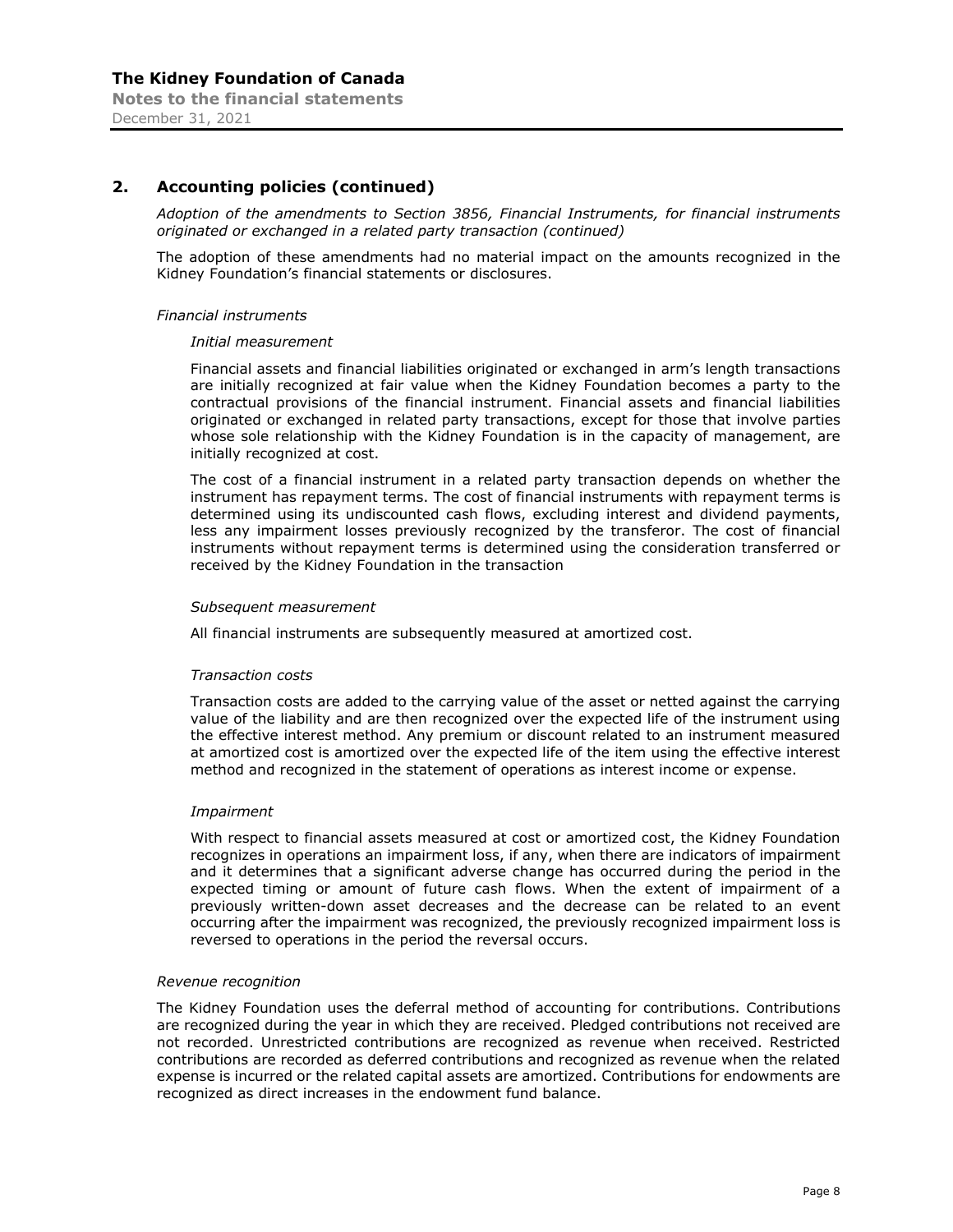## 2. Accounting policies (continued)

*Adoption of the amendments to Section 3856, Financial Instruments, for financial instruments originated or exchanged in a related party transaction (continued)*

The adoption of these amendments had no material impact on the amounts recognized in the Kidney Foundation's financial statements or disclosures.

*Financial instruments*

*Initial measurement*

Financial assets and financial liabilities originated or exchanged in arm's length transactions are initially recognized at fair value when the Kidney Foundation becomes a party to the contractual provisions of the financial instrument. Financial assets and financial liabilities originated or exchanged in related party transactions, except for those that involve parties whose sole relationship with the Kidney Foundation is in the capacity of management, are initially recognized at cost.

The cost of a financial instrument in a related party transaction depends on whether the instrument has repayment terms. The cost of financial instruments with repayment terms is determined using its undiscounted cash flows, excluding interest and dividend payments, less any impairment losses previously recognized by the transferor. The cost of financial instruments without repayment terms is determined using the consideration transferred or received by the Kidney Foundation in the transaction

*Subsequent measurement*

All financial instruments are subsequently measured at amortized cost.

*Transaction costs*

Transaction costs are added to the carrying value of the asset or netted against the carrying value of the liability and are then recognized over the expected life of the instrument using the effective interest method. Any premium or discount related to an instrument measured at amortized cost is amortized over the expected life of the item using the effective interest method and recognized in the statement of operations as interest income or expense.

*Impairment*

With respect to financial assets measured at cost or amortized cost, the Kidney Foundation recognizes in operations an impairment loss, if any, when there are indicators of impairment and it determines that a significant adverse change has occurred during the period in the expected timing or amount of future cash flows. When the extent of impairment of a previously written-down asset decreases and the decrease can be related to an event occurring after the impairment was recognized, the previously recognized impairment loss is reversed to operations in the period the reversal occurs.

*Revenue recognition*

The Kidney Foundation uses the deferral method of accounting for contributions. Contributions are recognized during the year in which they are received. Pledged contributions not received are not recorded. Unrestricted contributions are recognized as revenue when received. Restricted contributions are recorded as deferred contributions and recognized as revenue when the related expense is incurred or the related capital assets are amortized. Contributions for endowments are recognized as direct increases in the endowment fund balance.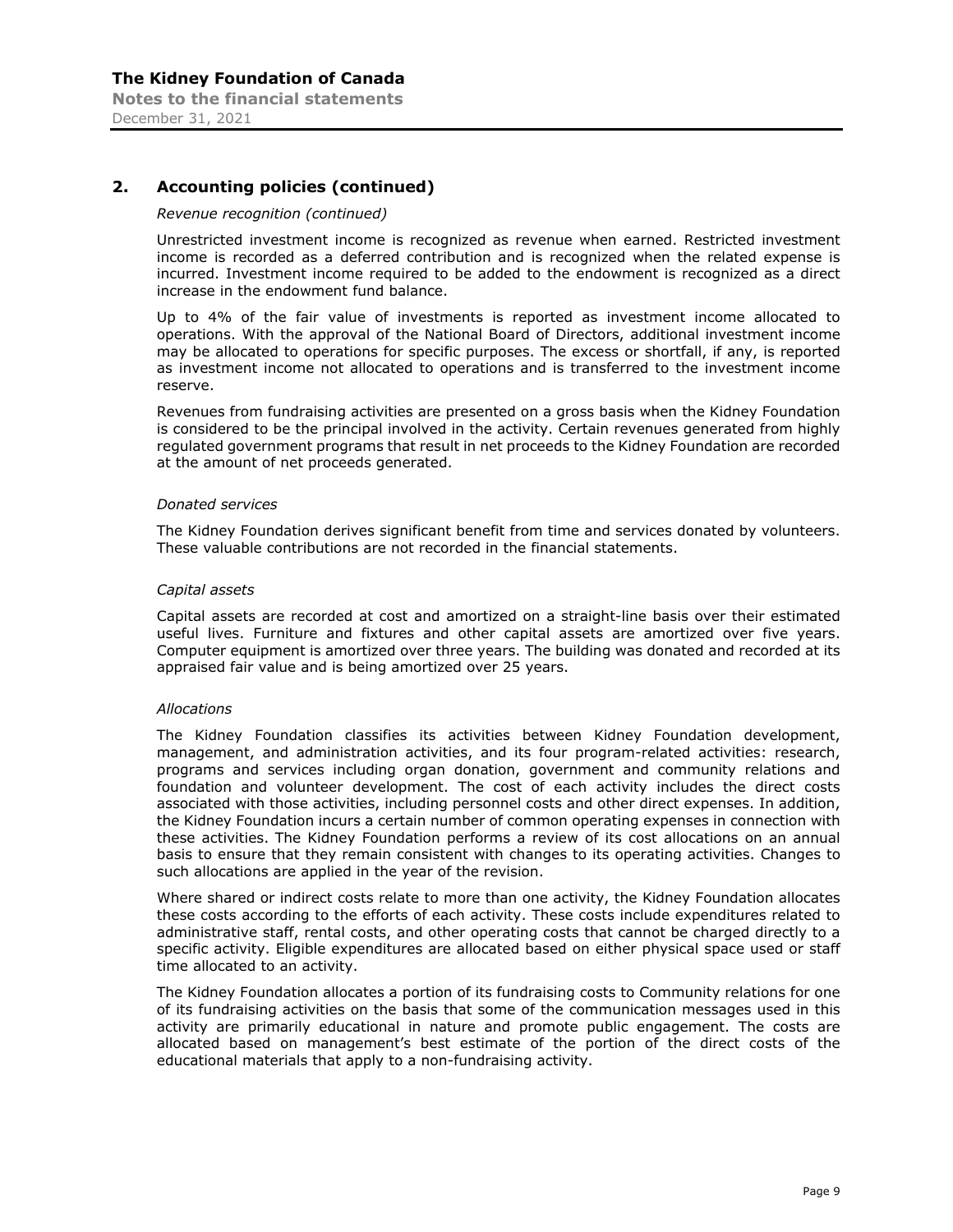## 2. Accounting policies (continued)

*Revenue recognition (continued)*

Unrestricted investment income is recognized as revenue when earned. Restricted investment income is recorded as a deferred contribution and is recognized when the related expense is incurred. Investment income required to be added to the endowment is recognized as a direct increase in the endowment fund balance.

Up to 4% of the fair value of investments is reported as investment income allocated to operations. With the approval of the National Board of Directors, additional investment income may be allocated to operations for specific purposes. The excess or shortfall, if any, is reported as investment income not allocated to operations and is transferred to the investment income reserve.

Revenues from fundraising activities are presented on a gross basis when the Kidney Foundation is considered to be the principal involved in the activity. Certain revenues generated from highly regulated government programs that result in net proceeds to the Kidney Foundation are recorded at the amount of net proceeds generated.

*Donated services*

The Kidney Foundation derives significant benefit from time and services donated by volunteers. These valuable contributions are not recorded in the financial statements.

*Capital assets*

Capital assets are recorded at cost and amortized on a straight-line basis over their estimated useful lives. Furniture and fixtures and other capital assets are amortized over five years. Computer equipment is amortized over three years. The building was donated and recorded at its appraised fair value and is being amortized over 25 years.

*Allocations*

The Kidney Foundation classifies its activities between Kidney Foundation development, management, and administration activities, and its four program-related activities: research, programs and services including organ donation, government and community relations and foundation and volunteer development. The cost of each activity includes the direct costs associated with those activities, including personnel costs and other direct expenses. In addition, the Kidney Foundation incurs a certain number of common operating expenses in connection with these activities. The Kidney Foundation performs a review of its cost allocations on an annual basis to ensure that they remain consistent with changes to its operating activities. Changes to such allocations are applied in the year of the revision.

Where shared or indirect costs relate to more than one activity, the Kidney Foundation allocates these costs according to the efforts of each activity. These costs include expenditures related to administrative staff, rental costs, and other operating costs that cannot be charged directly to a specific activity. Eligible expenditures are allocated based on either physical space used or staff time allocated to an activity.

The Kidney Foundation allocates a portion of its fundraising costs to Community relations for one of its fundraising activities on the basis that some of the communication messages used in this activity are primarily educational in nature and promote public engagement. The costs are allocated based on management's best estimate of the portion of the direct costs of the educational materials that apply to a non-fundraising activity.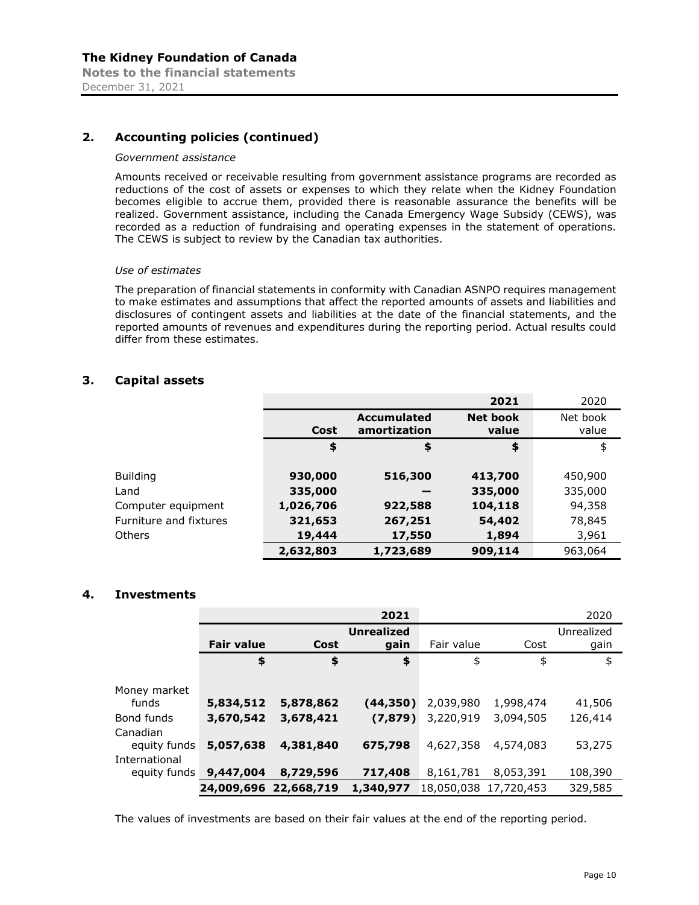## 2. Accounting policies (continued)

*Government assistance*

Amounts received or receivable resulting from government assistance programs are recorded as reductions of the cost of assets or expenses to which they relate when the Kidney Foundation becomes eligible to accrue them, provided there is reasonable assurance the benefits will be realized. Government assistance, including the Canada Emergency Wage Subsidy (CEWS), was recorded as a reduction of fundraising and operating expenses in the statement of operations. The CEWS is subject to review by the Canadian tax authorities.

*Use of estimates*

The preparation of financial statements in conformity with Canadian ASNPO requires management to make estimates and assumptions that affect the reported amounts of assets and liabilities and disclosures of contingent assets and liabilities at the date of the financial statements, and the reported amounts of revenues and expenditures during the reporting period. Actual results could differ from these estimates.

## 3. Capital assets

| | | | **2021** | 2020 |
|---|---|---|---|---|
| | **Cost** | **Accumulated amortization** | **Net book value** | Net book value |
| | **$** | **$** | **$** | $ |
| Building | **930,000** | **516,300** | **413,700** | 450,900 |
| Land | **335,000** | **—** | **335,000** | 335,000 |
| Computer equipment | **1,026,706** | **922,588** | **104,118** | 94,358 |
| Furniture and fixtures | **321,653** | **267,251** | **54,402** | 78,845 |
| Others | **19,444** | **17,550** | **1,894** | 3,961 |
| | **2,632,803** | **1,723,689** | **909,114** | 963,064 |

## 4. Investments

| | | | **2021** | | | 2020 |
|---|---|---|---|---|---|---|
| | **Fair value** | **Cost** | **Unrealized gain** | Fair value | Cost | Unrealized gain |
| | **$** | **$** | **$** | $ | $ | $ |
| Money market funds | **5,834,512** | **5,878,862** | **(44,350)** | 2,039,980 | 1,998,474 | 41,506 |
| Bond funds | **3,670,542** | **3,678,421** | **(7,879)** | 3,220,919 | 3,094,505 | 126,414 |
| Canadian equity funds | **5,057,638** | **4,381,840** | **675,798** | 4,627,358 | 4,574,083 | 53,275 |
| International equity funds | **9,447,004** | **8,729,596** | **717,408** | 8,161,781 | 8,053,391 | 108,390 |
| | **24,009,696** | **22,668,719** | **1,340,977** | 18,050,038 | 17,720,453 | 329,585 |

The values of investments are based on their fair values at the end of the reporting period.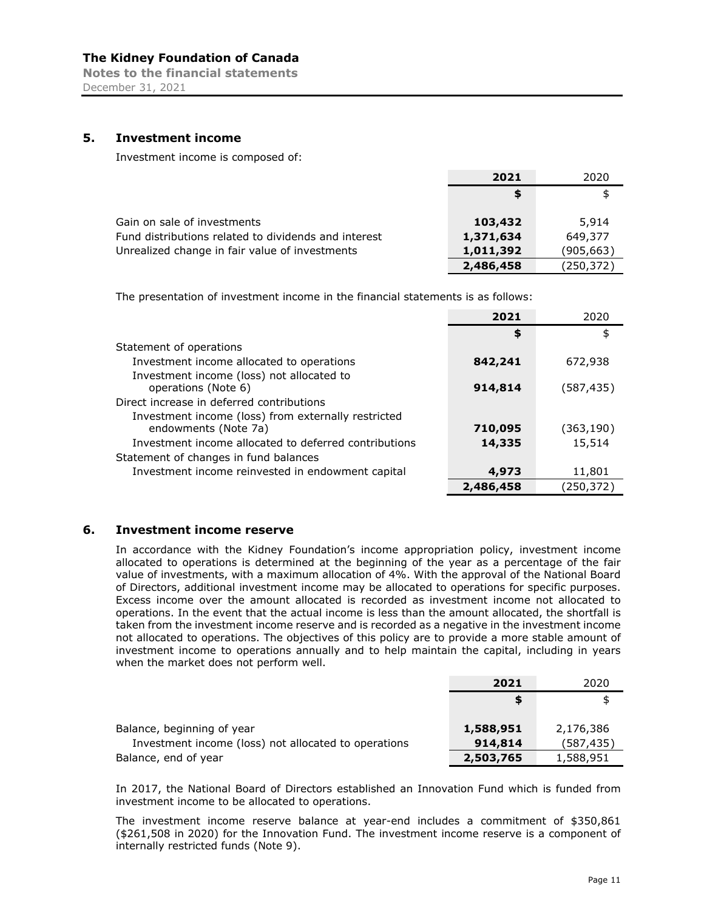## 5. Investment income

Investment income is composed of:

| | 2021 | 2020 |
|---|---|---|
| | **$** | $ |
| Gain on sale of investments | **103,432** | 5,914 |
| Fund distributions related to dividends and interest | **1,371,634** | 649,377 |
| Unrealized change in fair value of investments | **1,011,392** | (905,663) |
| | **2,486,458** | (250,372) |

The presentation of investment income in the financial statements is as follows:

| | 2021 | 2020 |
|---|---|---|
| | **$** | $ |
| Statement of operations | | |
| Investment income allocated to operations | **842,241** | 672,938 |
| Investment income (loss) not allocated to operations (Note 6) | **914,814** | (587,435) |
| Direct increase in deferred contributions | | |
| Investment income (loss) from externally restricted endowments (Note 7a) | **710,095** | (363,190) |
| Investment income allocated to deferred contributions | **14,335** | 15,514 |
| Statement of changes in fund balances | | |
| Investment income reinvested in endowment capital | **4,973** | 11,801 |
| | **2,486,458** | (250,372) |

## 6. Investment income reserve

In accordance with the Kidney Foundation's income appropriation policy, investment income allocated to operations is determined at the beginning of the year as a percentage of the fair value of investments, with a maximum allocation of 4%. With the approval of the National Board of Directors, additional investment income may be allocated to operations for specific purposes. Excess income over the amount allocated is recorded as investment income not allocated to operations. In the event that the actual income is less than the amount allocated, the shortfall is taken from the investment income reserve and is recorded as a negative in the investment income not allocated to operations. The objectives of this policy are to provide a more stable amount of investment income to operations annually and to help maintain the capital, including in years when the market does not perform well.

| | 2021 | 2020 |
|---|---|---|
| | **$** | $ |
| Balance, beginning of year | **1,588,951** | 2,176,386 |
| Investment income (loss) not allocated to operations | **914,814** | (587,435) |
| Balance, end of year | **2,503,765** | 1,588,951 |

In 2017, the National Board of Directors established an Innovation Fund which is funded from investment income to be allocated to operations.

The investment income reserve balance at year-end includes a commitment of $350,861 ($261,508 in 2020) for the Innovation Fund. The investment income reserve is a component of internally restricted funds (Note 9).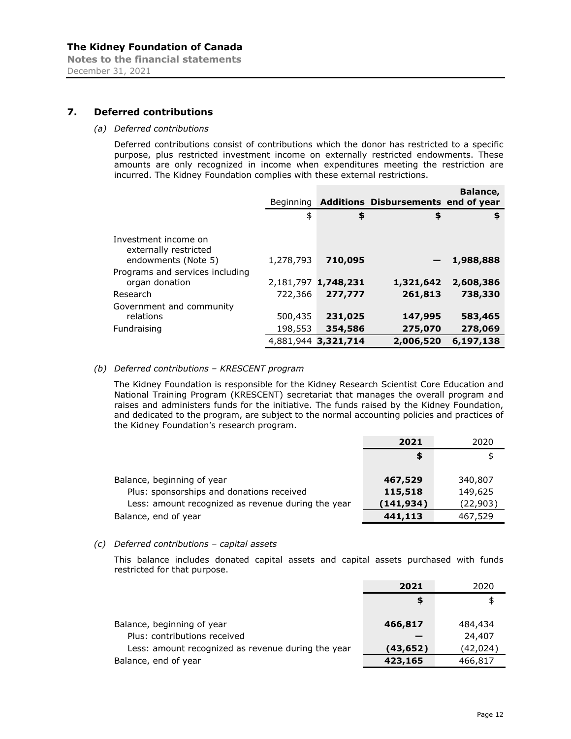## 7. Deferred contributions

*(a) Deferred contributions*

Deferred contributions consist of contributions which the donor has restricted to a specific purpose, plus restricted investment income on externally restricted endowments. These amounts are only recognized in income when expenditures meeting the restriction are incurred. The Kidney Foundation complies with these external restrictions.

| | Beginning | **Additions** | **Disbursements** | **Balance, end of year** |
|---|---|---|---|---|
| | $ | **$** | **$** | **$** |
| Investment income on externally restricted endowments (Note 5) | 1,278,793 | **710,095** | **—** | **1,988,888** |
| Programs and services including organ donation | 2,181,797 | **1,748,231** | **1,321,642** | **2,608,386** |
| Research | 722,366 | **277,777** | **261,813** | **738,330** |
| Government and community relations | 500,435 | **231,025** | **147,995** | **583,465** |
| Fundraising | 198,553 | **354,586** | **275,070** | **278,069** |
| | 4,881,944 | **3,321,714** | **2,006,520** | **6,197,138** |

*(b) Deferred contributions – KRESCENT program*

The Kidney Foundation is responsible for the Kidney Research Scientist Core Education and National Training Program (KRESCENT) secretariat that manages the overall program and raises and administers funds for the initiative. The funds raised by the Kidney Foundation, and dedicated to the program, are subject to the normal accounting policies and practices of the Kidney Foundation's research program.

| | **2021** | 2020 |
|---|---|---|
| | **$** | $ |
| Balance, beginning of year | **467,529** | 340,807 |
| Plus: sponsorships and donations received | **115,518** | 149,625 |
| Less: amount recognized as revenue during the year | **(141,934)** | (22,903) |
| Balance, end of year | **441,113** | 467,529 |

*(c) Deferred contributions – capital assets*

This balance includes donated capital assets and capital assets purchased with funds restricted for that purpose.

| | **2021** | 2020 |
|---|---|---|
| | **$** | $ |
| Balance, beginning of year | **466,817** | 484,434 |
| Plus: contributions received | **—** | 24,407 |
| Less: amount recognized as revenue during the year | **(43,652)** | (42,024) |
| Balance, end of year | **423,165** | 466,817 |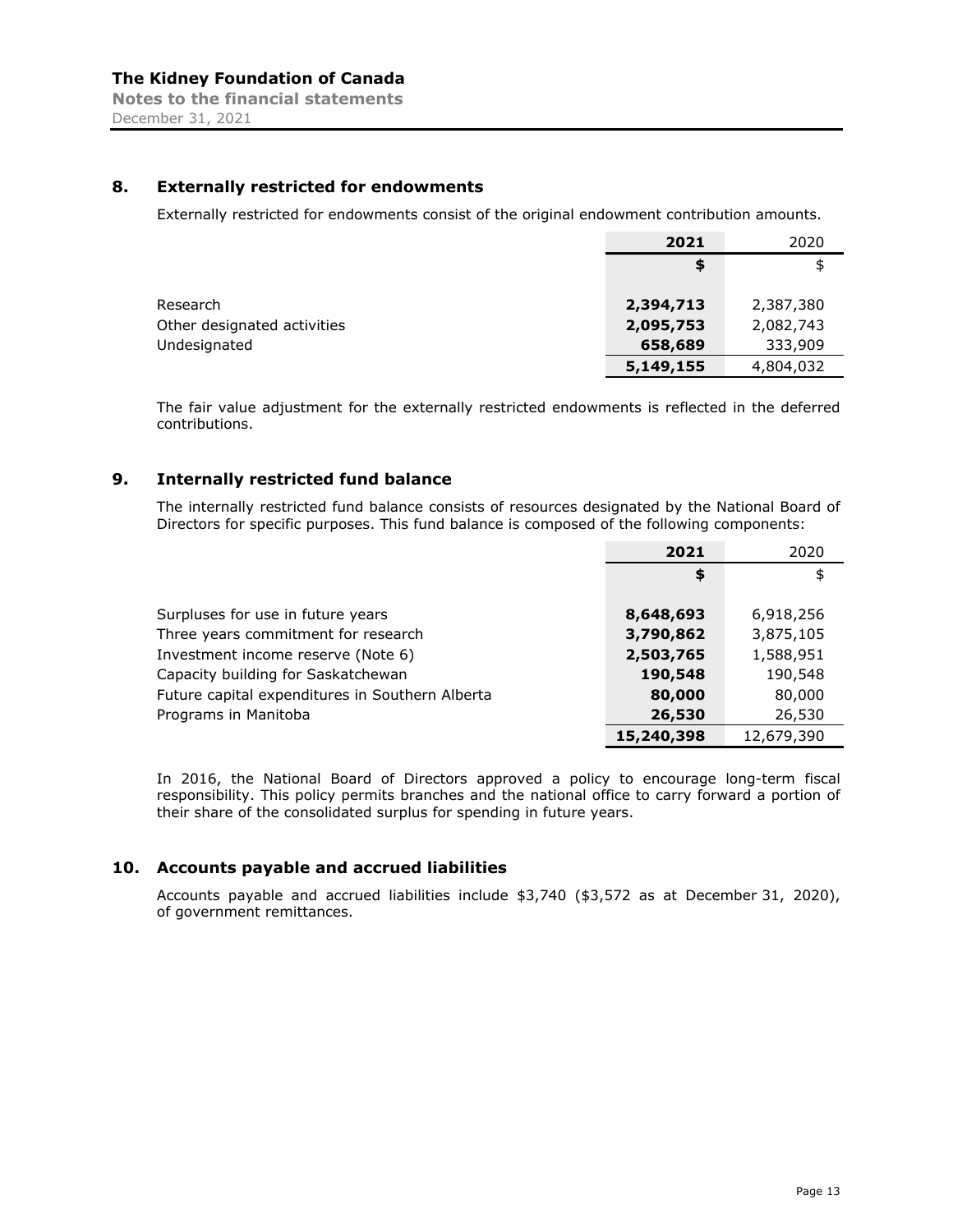## 8. Externally restricted for endowments

Externally restricted for endowments consist of the original endowment contribution amounts.

| | **2021** | 2020 |
|---|---|---|
| | **$** | $ |
| Research | **2,394,713** | 2,387,380 |
| Other designated activities | **2,095,753** | 2,082,743 |
| Undesignated | **658,689** | 333,909 |
| | **5,149,155** | 4,804,032 |

The fair value adjustment for the externally restricted endowments is reflected in the deferred contributions.

## 9. Internally restricted fund balance

The internally restricted fund balance consists of resources designated by the National Board of Directors for specific purposes. This fund balance is composed of the following components:

| | **2021** | 2020 |
|---|---|---|
| | **$** | $ |
| Surpluses for use in future years | **8,648,693** | 6,918,256 |
| Three years commitment for research | **3,790,862** | 3,875,105 |
| Investment income reserve (Note 6) | **2,503,765** | 1,588,951 |
| Capacity building for Saskatchewan | **190,548** | 190,548 |
| Future capital expenditures in Southern Alberta | **80,000** | 80,000 |
| Programs in Manitoba | **26,530** | 26,530 |
| | **15,240,398** | 12,679,390 |

In 2016, the National Board of Directors approved a policy to encourage long-term fiscal responsibility. This policy permits branches and the national office to carry forward a portion of their share of the consolidated surplus for spending in future years.

## 10. Accounts payable and accrued liabilities

Accounts payable and accrued liabilities include $3,740 ($3,572 as at December 31, 2020), of government remittances.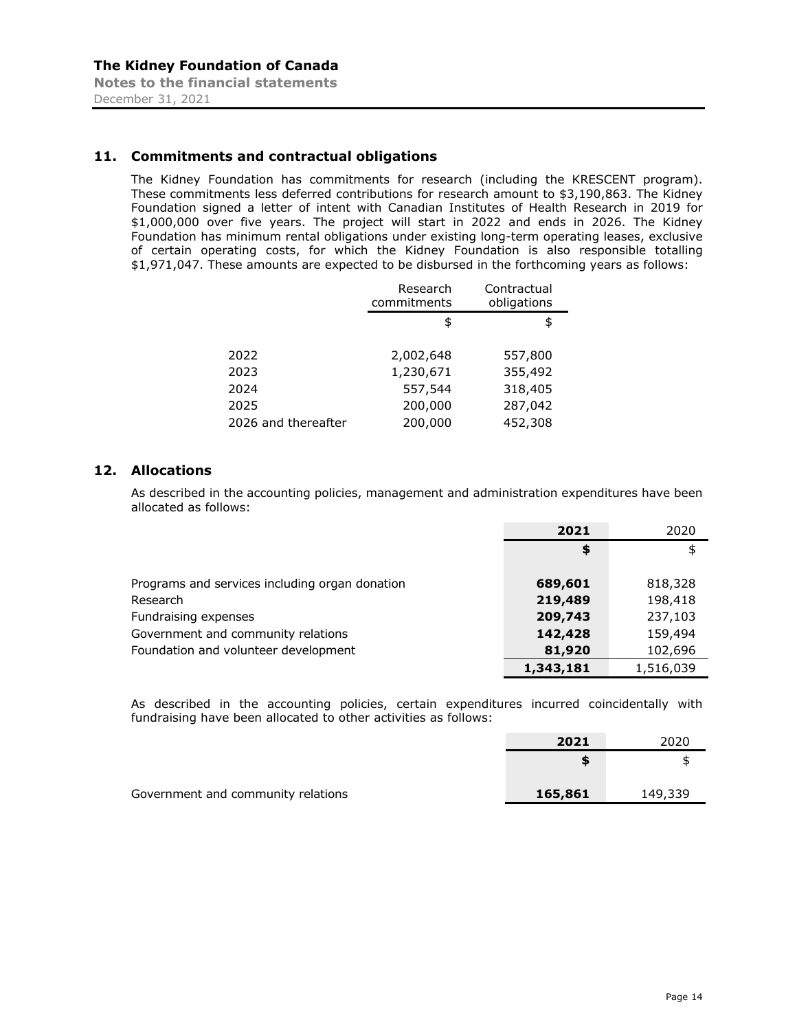## 11. Commitments and contractual obligations

The Kidney Foundation has commitments for research (including the KRESCENT program). These commitments less deferred contributions for research amount to $3,190,863. The Kidney Foundation signed a letter of intent with Canadian Institutes of Health Research in 2019 for $1,000,000 over five years. The project will start in 2022 and ends in 2026. The Kidney Foundation has minimum rental obligations under existing long-term operating leases, exclusive of certain operating costs, for which the Kidney Foundation is also responsible totalling $1,971,047. These amounts are expected to be disbursed in the forthcoming years as follows:

| | Research commitments | Contractual obligations |
|---|---|---|
| | $ | $ |
| 2022 | 2,002,648 | 557,800 |
| 2023 | 1,230,671 | 355,492 |
| 2024 | 557,544 | 318,405 |
| 2025 | 200,000 | 287,042 |
| 2026 and thereafter | 200,000 | 452,308 |

## 12. Allocations

As described in the accounting policies, management and administration expenditures have been allocated as follows:

| | **2021** | 2020 |
|---|---|---|
| | **$** | $ |
| Programs and services including organ donation | **689,601** | 818,328 |
| Research | **219,489** | 198,418 |
| Fundraising expenses | **209,743** | 237,103 |
| Government and community relations | **142,428** | 159,494 |
| Foundation and volunteer development | **81,920** | 102,696 |
| | **1,343,181** | 1,516,039 |

As described in the accounting policies, certain expenditures incurred coincidentally with fundraising have been allocated to other activities as follows:

| | **2021** | 2020 |
|---|---|---|
| | **$** | $ |
| Government and community relations | **165,861** | 149,339 |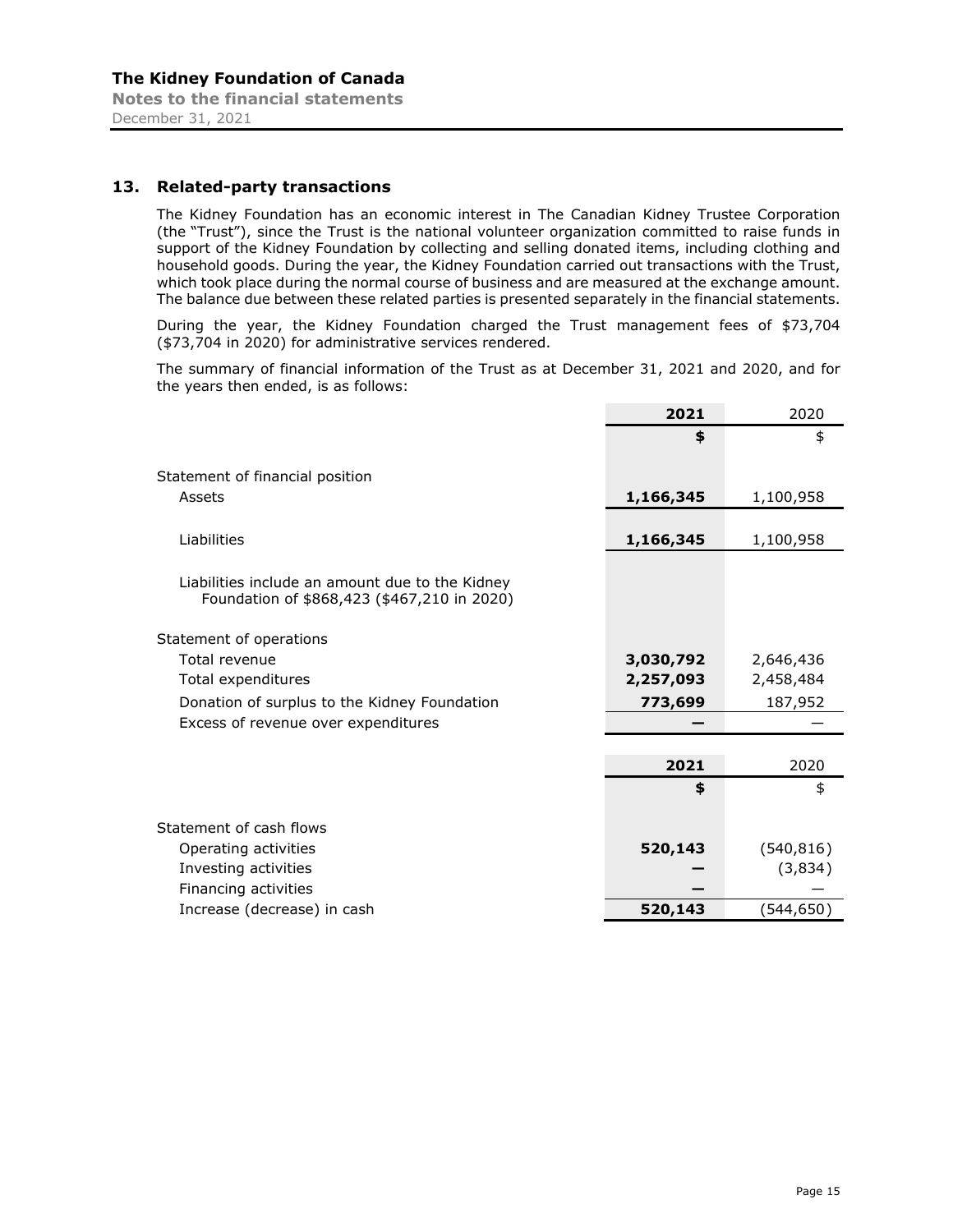## 13. Related-party transactions

The Kidney Foundation has an economic interest in The Canadian Kidney Trustee Corporation (the "Trust"), since the Trust is the national volunteer organization committed to raise funds in support of the Kidney Foundation by collecting and selling donated items, including clothing and household goods. During the year, the Kidney Foundation carried out transactions with the Trust, which took place during the normal course of business and are measured at the exchange amount. The balance due between these related parties is presented separately in the financial statements.

During the year, the Kidney Foundation charged the Trust management fees of $73,704 ($73,704 in 2020) for administrative services rendered.

The summary of financial information of the Trust as at December 31, 2021 and 2020, and for the years then ended, is as follows:

| | **2021** | 2020 |
|---|---|---|
| | **$** | $ |
| Statement of financial position | | |
| Assets | **1,166,345** | 1,100,958 |
| Liabilities | **1,166,345** | 1,100,958 |
| Liabilities include an amount due to the Kidney Foundation of $868,423 ($467,210 in 2020) | | |
| Statement of operations | | |
| Total revenue | **3,030,792** | 2,646,436 |
| Total expenditures | **2,257,093** | 2,458,484 |
| Donation of surplus to the Kidney Foundation | **773,699** | 187,952 |
| Excess of revenue over expenditures | **—** | — |

| | **2021** | 2020 |
|---|---|---|
| | **$** | $ |
| Statement of cash flows | | |
| Operating activities | **520,143** | (540,816) |
| Investing activities | **—** | (3,834) |
| Financing activities | **—** | — |
| Increase (decrease) in cash | **520,143** | (544,650) |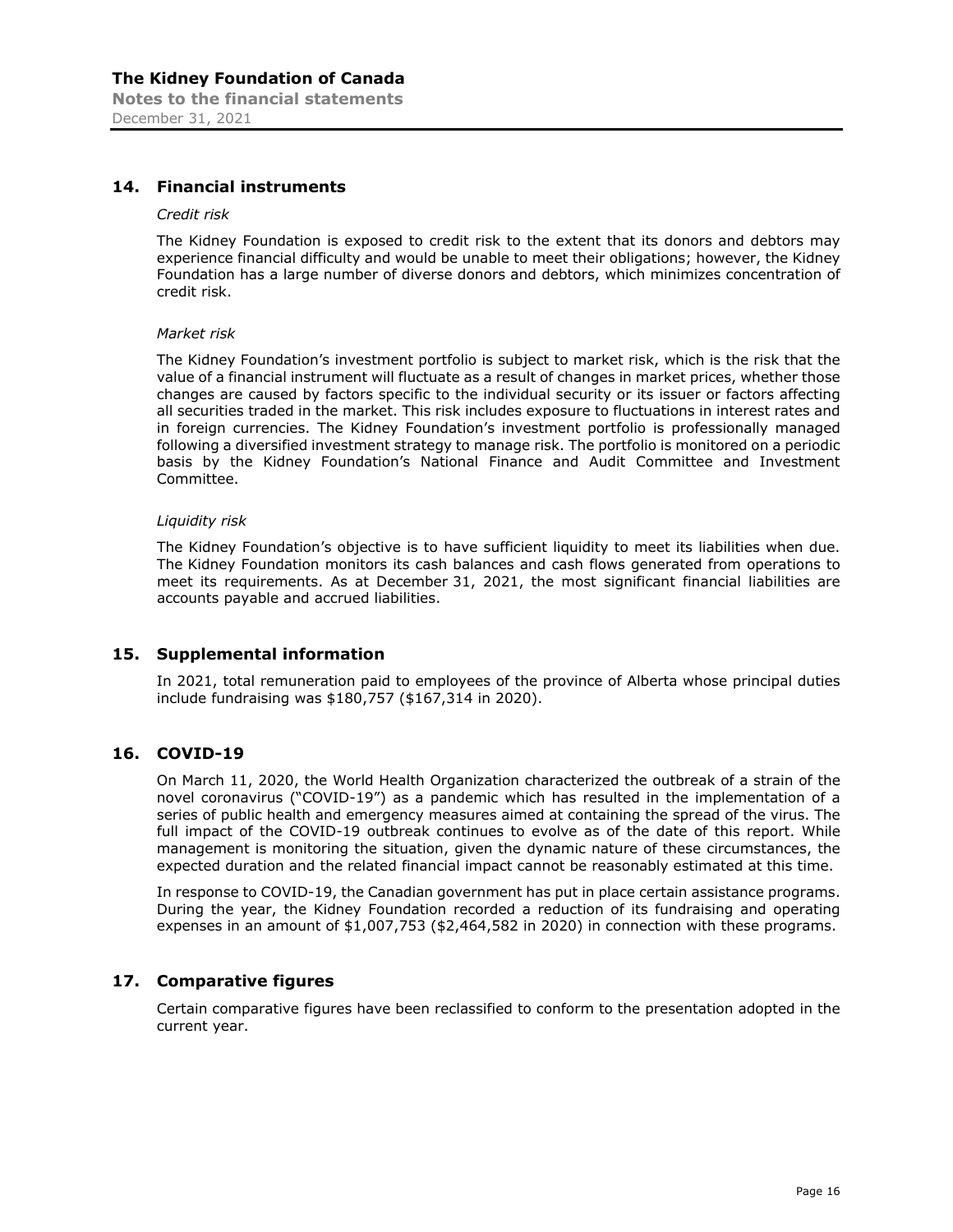## 14. Financial instruments

*Credit risk*

The Kidney Foundation is exposed to credit risk to the extent that its donors and debtors may experience financial difficulty and would be unable to meet their obligations; however, the Kidney Foundation has a large number of diverse donors and debtors, which minimizes concentration of credit risk.

*Market risk*

The Kidney Foundation's investment portfolio is subject to market risk, which is the risk that the value of a financial instrument will fluctuate as a result of changes in market prices, whether those changes are caused by factors specific to the individual security or its issuer or factors affecting all securities traded in the market. This risk includes exposure to fluctuations in interest rates and in foreign currencies. The Kidney Foundation's investment portfolio is professionally managed following a diversified investment strategy to manage risk. The portfolio is monitored on a periodic basis by the Kidney Foundation's National Finance and Audit Committee and Investment Committee.

*Liquidity risk*

The Kidney Foundation's objective is to have sufficient liquidity to meet its liabilities when due. The Kidney Foundation monitors its cash balances and cash flows generated from operations to meet its requirements. As at December 31, 2021, the most significant financial liabilities are accounts payable and accrued liabilities.

## 15. Supplemental information

In 2021, total remuneration paid to employees of the province of Alberta whose principal duties include fundraising was $180,757 ($167,314 in 2020).

## 16. COVID-19

On March 11, 2020, the World Health Organization characterized the outbreak of a strain of the novel coronavirus ("COVID-19") as a pandemic which has resulted in the implementation of a series of public health and emergency measures aimed at containing the spread of the virus. The full impact of the COVID-19 outbreak continues to evolve as of the date of this report. While management is monitoring the situation, given the dynamic nature of these circumstances, the expected duration and the related financial impact cannot be reasonably estimated at this time.

In response to COVID-19, the Canadian government has put in place certain assistance programs. During the year, the Kidney Foundation recorded a reduction of its fundraising and operating expenses in an amount of $1,007,753 ($2,464,582 in 2020) in connection with these programs.

## 17. Comparative figures

Certain comparative figures have been reclassified to conform to the presentation adopted in the current year.